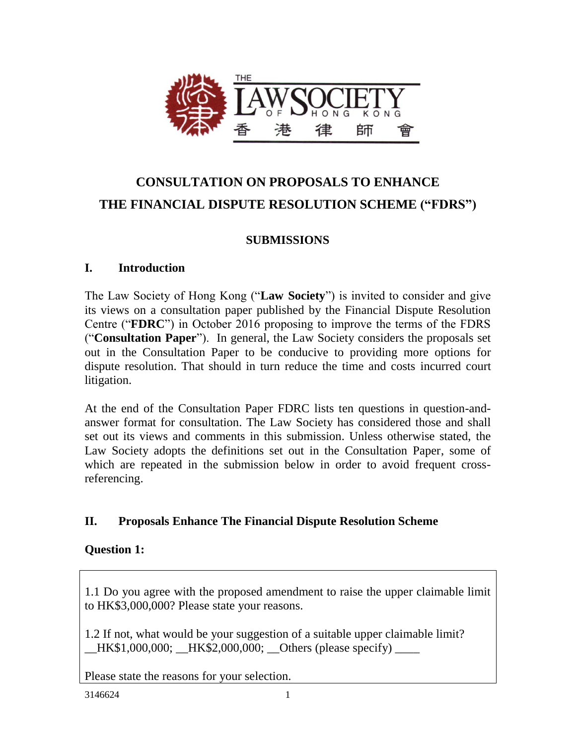# CONSULTATION ON PROPOSALS TO ENHANCE THE FINANCIAL DISPUTE RESOLUTION SCHEME ("FDRS")

## SUBMISSIONS

### I. Introduction

The Law Society of Hong Kong ("**Law Society**") is invited to consider and give its views on a consultation paper published by the Financial Dispute Resolution Centre ("**FDRC**") in October 2016 proposing to improve the terms of the FDRS ("**Consultation Paper**"). In general, the Law Society considers the proposals set out in the Consultation Paper to be conducive to providing more options for dispute resolution. That should in turn reduce the time and costs incurred court litigation.

At the end of the Consultation Paper FDRC lists ten questions in question-and-answer format for consultation. The Law Society has considered those and shall set out its views and comments in this submission. Unless otherwise stated, the Law Society adopts the definitions set out in the Consultation Paper, some of which are repeated in the submission below in order to avoid frequent cross-referencing.

### II. Proposals Enhance The Financial Dispute Resolution Scheme

**Question 1:**

> 1.1 Do you agree with the proposed amendment to raise the upper claimable limit to HK$3,000,000? Please state your reasons.
>
> 1.2 If not, what would be your suggestion of a suitable upper claimable limit?
> __HK$1,000,000; __HK$2,000,000; __Others (please specify) ____
>
> Please state the reasons for your selection.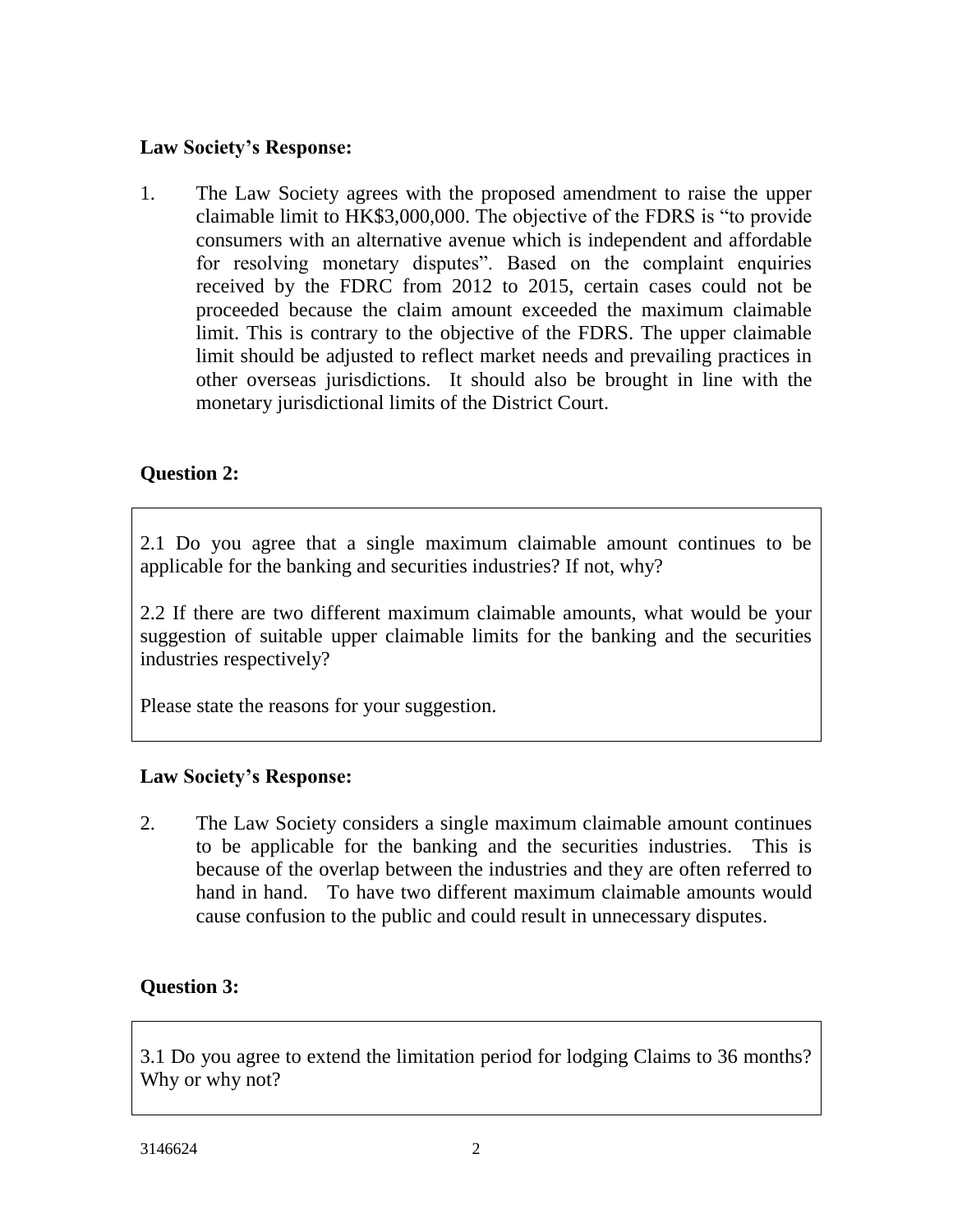**Law Society's Response:**

1. The Law Society agrees with the proposed amendment to raise the upper claimable limit to HK$3,000,000. The objective of the FDRS is "to provide consumers with an alternative avenue which is independent and affordable for resolving monetary disputes". Based on the complaint enquiries received by the FDRC from 2012 to 2015, certain cases could not be proceeded because the claim amount exceeded the maximum claimable limit. This is contrary to the objective of the FDRS. The upper claimable limit should be adjusted to reflect market needs and prevailing practices in other overseas jurisdictions. It should also be brought in line with the monetary jurisdictional limits of the District Court.

**Question 2:**

> 2.1 Do you agree that a single maximum claimable amount continues to be applicable for the banking and securities industries? If not, why?
>
> 2.2 If there are two different maximum claimable amounts, what would be your suggestion of suitable upper claimable limits for the banking and the securities industries respectively?
>
> Please state the reasons for your suggestion.

**Law Society's Response:**

2. The Law Society considers a single maximum claimable amount continues to be applicable for the banking and the securities industries. This is because of the overlap between the industries and they are often referred to hand in hand. To have two different maximum claimable amounts would cause confusion to the public and could result in unnecessary disputes.

**Question 3:**

> 3.1 Do you agree to extend the limitation period for lodging Claims to 36 months? Why or why not?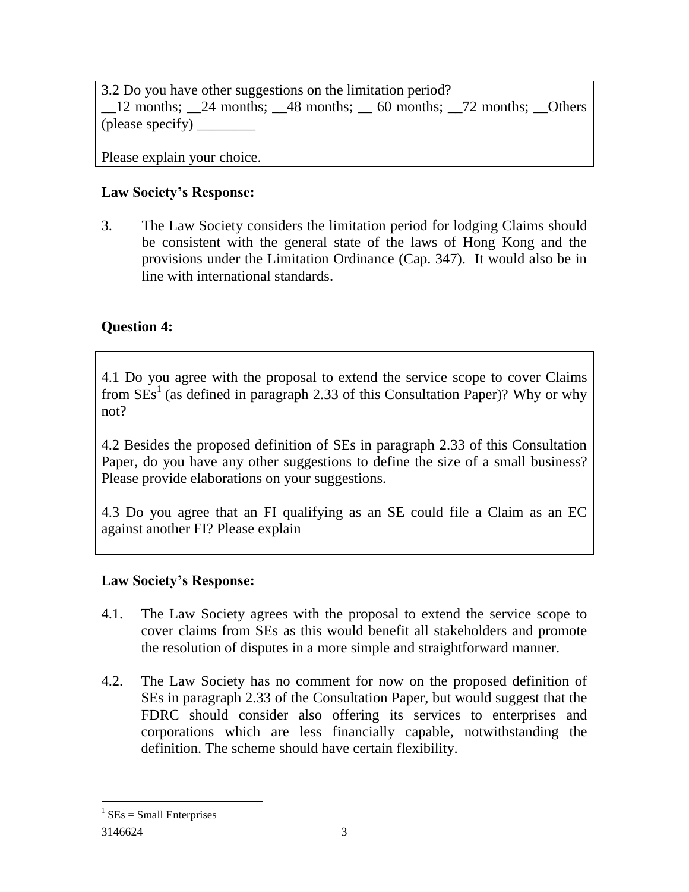3.2 Do you have other suggestions on the limitation period?
__12 months; __24 months; __48 months; __ 60 months; __72 months; __Others (please specify) ________

Please explain your choice.

**Law Society's Response:**

3. The Law Society considers the limitation period for lodging Claims should be consistent with the general state of the laws of Hong Kong and the provisions under the Limitation Ordinance (Cap. 347). It would also be in line with international standards.

**Question 4:**

4.1 Do you agree with the proposal to extend the service scope to cover Claims from SEs[1] (as defined in paragraph 2.33 of this Consultation Paper)? Why or why not?

4.2 Besides the proposed definition of SEs in paragraph 2.33 of this Consultation Paper, do you have any other suggestions to define the size of a small business? Please provide elaborations on your suggestions.

4.3 Do you agree that an FI qualifying as an SE could file a Claim as an EC against another FI? Please explain

**Law Society's Response:**

4.1. The Law Society agrees with the proposal to extend the service scope to cover claims from SEs as this would benefit all stakeholders and promote the resolution of disputes in a more simple and straightforward manner.

4.2. The Law Society has no comment for now on the proposed definition of SEs in paragraph 2.33 of the Consultation Paper, but would suggest that the FDRC should consider also offering its services to enterprises and corporations which are less financially capable, notwithstanding the definition. The scheme should have certain flexibility.

[1] SEs = Small Enterprises

3146624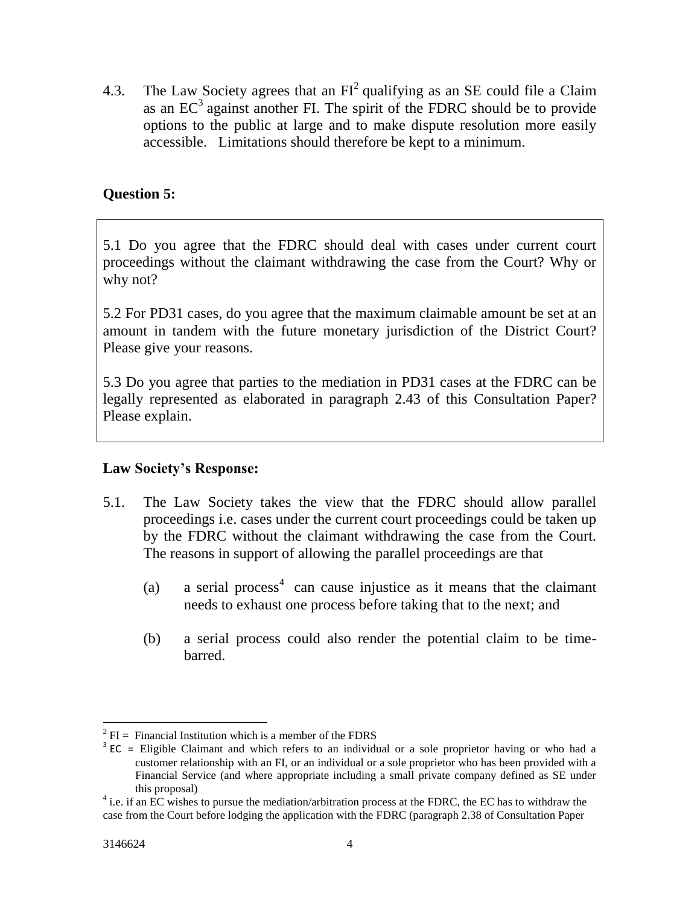4.3. The Law Society agrees that an FI[2] qualifying as an SE could file a Claim as an EC[3] against another FI. The spirit of the FDRC should be to provide options to the public at large and to make dispute resolution more easily accessible. Limitations should therefore be kept to a minimum.

**Question 5:**

> 5.1 Do you agree that the FDRC should deal with cases under current court proceedings without the claimant withdrawing the case from the Court? Why or why not?
>
> 5.2 For PD31 cases, do you agree that the maximum claimable amount be set at an amount in tandem with the future monetary jurisdiction of the District Court? Please give your reasons.
>
> 5.3 Do you agree that parties to the mediation in PD31 cases at the FDRC can be legally represented as elaborated in paragraph 2.43 of this Consultation Paper? Please explain.

**Law Society's Response:**

5.1. The Law Society takes the view that the FDRC should allow parallel proceedings i.e. cases under the current court proceedings could be taken up by the FDRC without the claimant withdrawing the case from the Court. The reasons in support of allowing the parallel proceedings are that

(a) a serial process[4] can cause injustice as it means that the claimant needs to exhaust one process before taking that to the next; and

(b) a serial process could also render the potential claim to be time-barred.

---

[2] FI = Financial Institution which is a member of the FDRS

[3] EC = Eligible Claimant and which refers to an individual or a sole proprietor having or who had a customer relationship with an FI, or an individual or a sole proprietor who has been provided with a Financial Service (and where appropriate including a small private company defined as SE under this proposal)

[4] i.e. if an EC wishes to pursue the mediation/arbitration process at the FDRC, the EC has to withdraw the case from the Court before lodging the application with the FDRC (paragraph 2.38 of Consultation Paper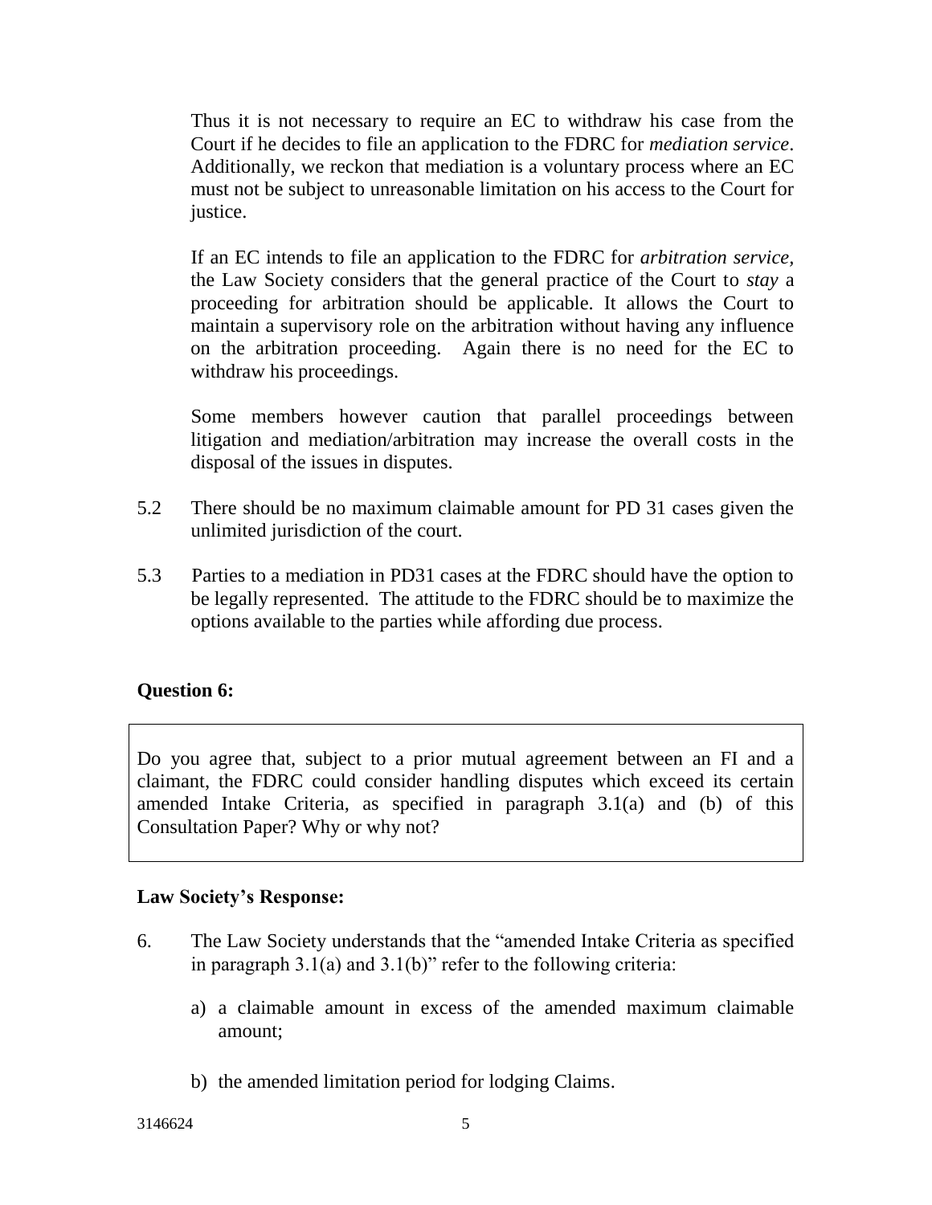Thus it is not necessary to require an EC to withdraw his case from the Court if he decides to file an application to the FDRC for *mediation service*. Additionally, we reckon that mediation is a voluntary process where an EC must not be subject to unreasonable limitation on his access to the Court for justice.

If an EC intends to file an application to the FDRC for *arbitration service*, the Law Society considers that the general practice of the Court to *stay* a proceeding for arbitration should be applicable. It allows the Court to maintain a supervisory role on the arbitration without having any influence on the arbitration proceeding. Again there is no need for the EC to withdraw his proceedings.

Some members however caution that parallel proceedings between litigation and mediation/arbitration may increase the overall costs in the disposal of the issues in disputes.

5.2 There should be no maximum claimable amount for PD 31 cases given the unlimited jurisdiction of the court.

5.3 Parties to a mediation in PD31 cases at the FDRC should have the option to be legally represented. The attitude to the FDRC should be to maximize the options available to the parties while affording due process.

**Question 6:**

> Do you agree that, subject to a prior mutual agreement between an FI and a claimant, the FDRC could consider handling disputes which exceed its certain amended Intake Criteria, as specified in paragraph 3.1(a) and (b) of this Consultation Paper? Why or why not?

**Law Society's Response:**

6. The Law Society understands that the "amended Intake Criteria as specified in paragraph 3.1(a) and 3.1(b)" refer to the following criteria:

   a) a claimable amount in excess of the amended maximum claimable amount;

   b) the amended limitation period for lodging Claims.

3146624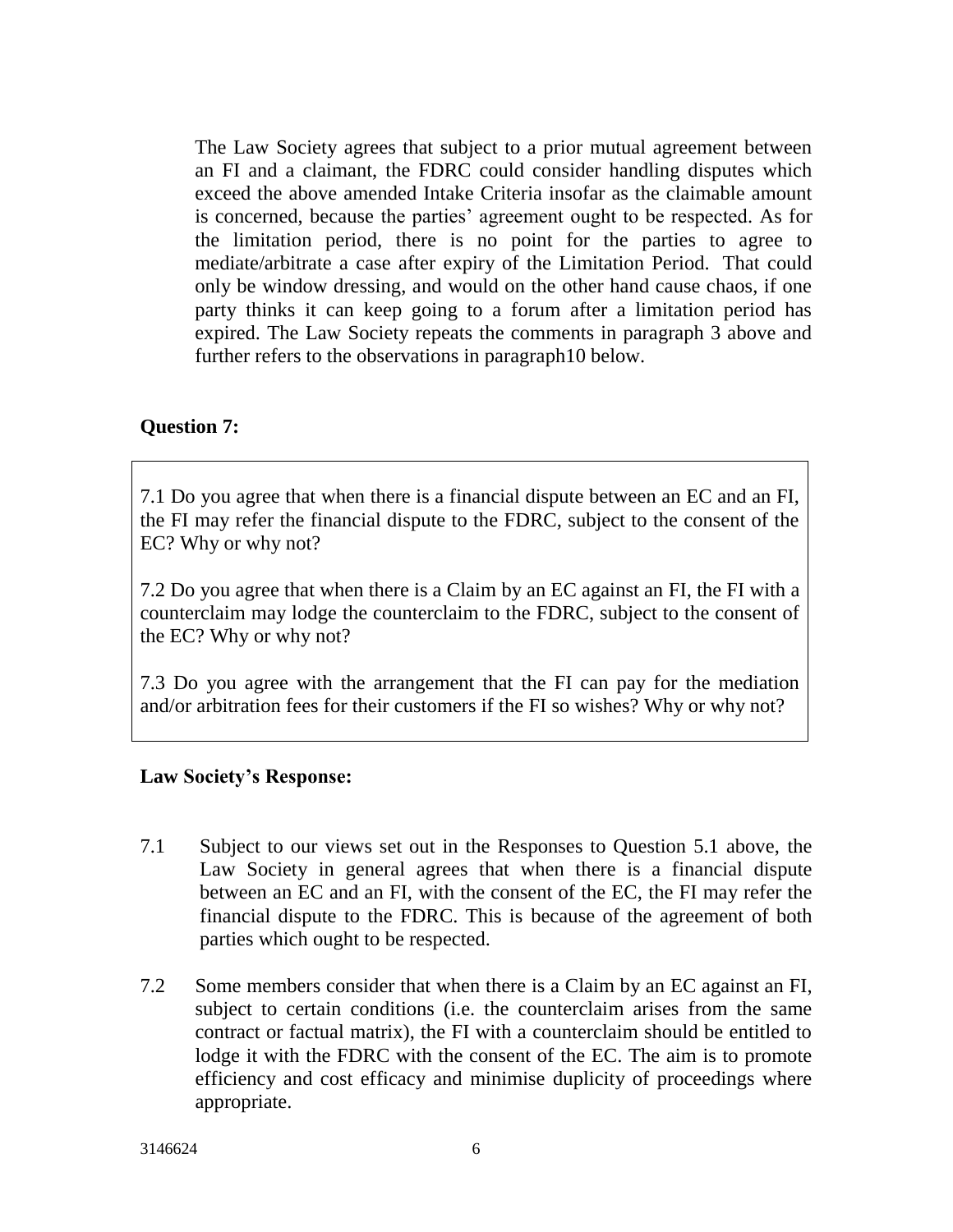The Law Society agrees that subject to a prior mutual agreement between an FI and a claimant, the FDRC could consider handling disputes which exceed the above amended Intake Criteria insofar as the claimable amount is concerned, because the parties' agreement ought to be respected. As for the limitation period, there is no point for the parties to agree to mediate/arbitrate a case after expiry of the Limitation Period. That could only be window dressing, and would on the other hand cause chaos, if one party thinks it can keep going to a forum after a limitation period has expired. The Law Society repeats the comments in paragraph 3 above and further refers to the observations in paragraph10 below.

**Question 7:**

> 7.1 Do you agree that when there is a financial dispute between an EC and an FI, the FI may refer the financial dispute to the FDRC, subject to the consent of the EC? Why or why not?
>
> 7.2 Do you agree that when there is a Claim by an EC against an FI, the FI with a counterclaim may lodge the counterclaim to the FDRC, subject to the consent of the EC? Why or why not?
>
> 7.3 Do you agree with the arrangement that the FI can pay for the mediation and/or arbitration fees for their customers if the FI so wishes? Why or why not?

**Law Society's Response:**

7.1 Subject to our views set out in the Responses to Question 5.1 above, the Law Society in general agrees that when there is a financial dispute between an EC and an FI, with the consent of the EC, the FI may refer the financial dispute to the FDRC. This is because of the agreement of both parties which ought to be respected.

7.2 Some members consider that when there is a Claim by an EC against an FI, subject to certain conditions (i.e. the counterclaim arises from the same contract or factual matrix), the FI with a counterclaim should be entitled to lodge it with the FDRC with the consent of the EC. The aim is to promote efficiency and cost efficacy and minimise duplicity of proceedings where appropriate.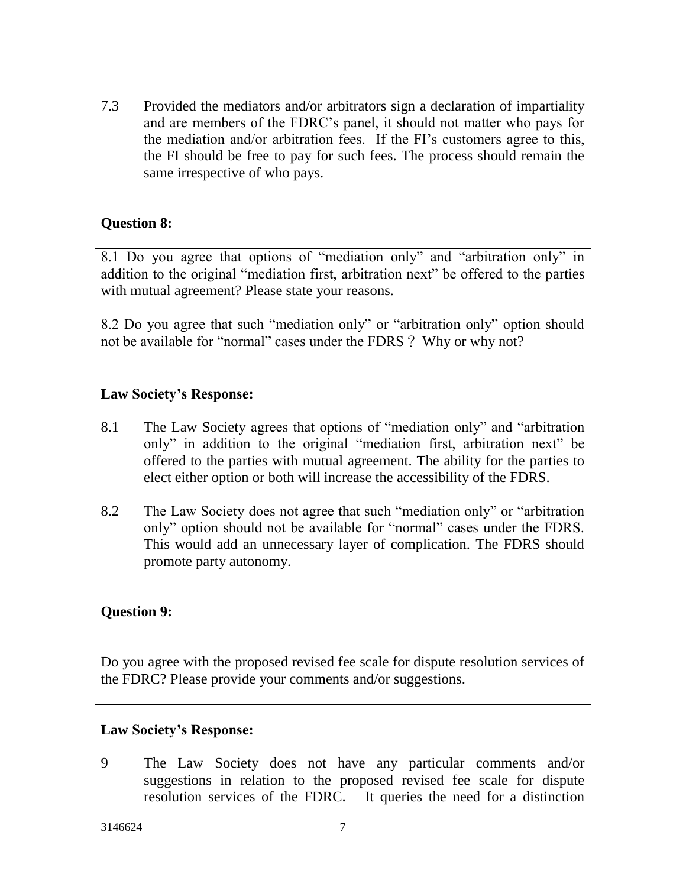7.3 Provided the mediators and/or arbitrators sign a declaration of impartiality and are members of the FDRC's panel, it should not matter who pays for the mediation and/or arbitration fees. If the FI's customers agree to this, the FI should be free to pay for such fees. The process should remain the same irrespective of who pays.

**Question 8:**

> 8.1 Do you agree that options of "mediation only" and "arbitration only" in addition to the original "mediation first, arbitration next" be offered to the parties with mutual agreement? Please state your reasons.
>
> 8.2 Do you agree that such "mediation only" or "arbitration only" option should not be available for "normal" cases under the FDRS？ Why or why not?

**Law Society's Response:**

8.1 The Law Society agrees that options of "mediation only" and "arbitration only" in addition to the original "mediation first, arbitration next" be offered to the parties with mutual agreement. The ability for the parties to elect either option or both will increase the accessibility of the FDRS.

8.2 The Law Society does not agree that such "mediation only" or "arbitration only" option should not be available for "normal" cases under the FDRS. This would add an unnecessary layer of complication. The FDRS should promote party autonomy.

**Question 9:**

> Do you agree with the proposed revised fee scale for dispute resolution services of the FDRC? Please provide your comments and/or suggestions.

**Law Society's Response:**

9 The Law Society does not have any particular comments and/or suggestions in relation to the proposed revised fee scale for dispute resolution services of the FDRC. It queries the need for a distinction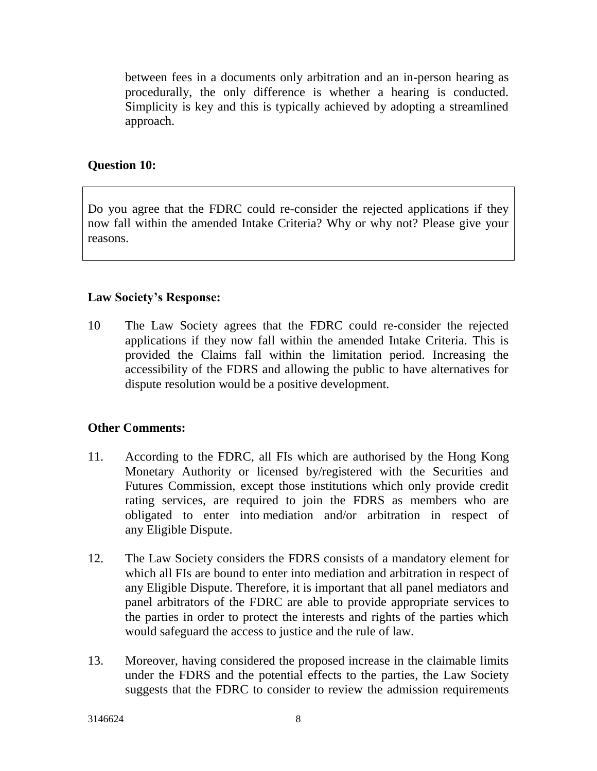between fees in a documents only arbitration and an in-person hearing as procedurally, the only difference is whether a hearing is conducted. Simplicity is key and this is typically achieved by adopting a streamlined approach.

**Question 10:**

> Do you agree that the FDRC could re-consider the rejected applications if they now fall within the amended Intake Criteria? Why or why not? Please give your reasons.

**Law Society's Response:**

10 The Law Society agrees that the FDRC could re-consider the rejected applications if they now fall within the amended Intake Criteria. This is provided the Claims fall within the limitation period. Increasing the accessibility of the FDRS and allowing the public to have alternatives for dispute resolution would be a positive development.

**Other Comments:**

11. According to the FDRC, all FIs which are authorised by the Hong Kong Monetary Authority or licensed by/registered with the Securities and Futures Commission, except those institutions which only provide credit rating services, are required to join the FDRS as members who are obligated to enter into mediation and/or arbitration in respect of any Eligible Dispute.

12. The Law Society considers the FDRS consists of a mandatory element for which all FIs are bound to enter into mediation and arbitration in respect of any Eligible Dispute. Therefore, it is important that all panel mediators and panel arbitrators of the FDRC are able to provide appropriate services to the parties in order to protect the interests and rights of the parties which would safeguard the access to justice and the rule of law.

13. Moreover, having considered the proposed increase in the claimable limits under the FDRS and the potential effects to the parties, the Law Society suggests that the FDRC to consider to review the admission requirements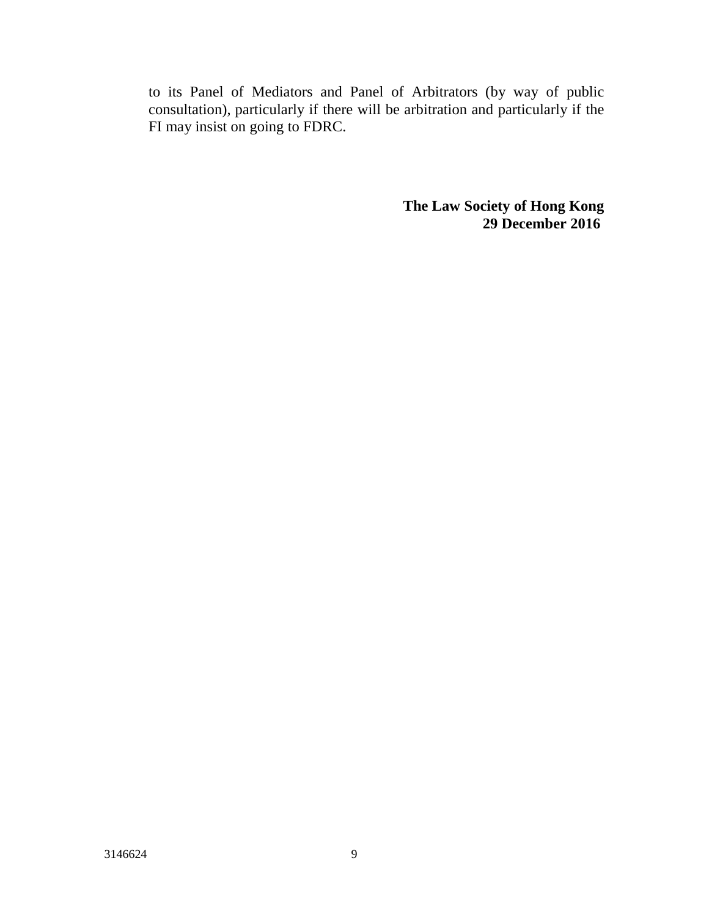to its Panel of Mediators and Panel of Arbitrators (by way of public consultation), particularly if there will be arbitration and particularly if the FI may insist on going to FDRC.

**The Law Society of Hong Kong**
**29 December 2016**